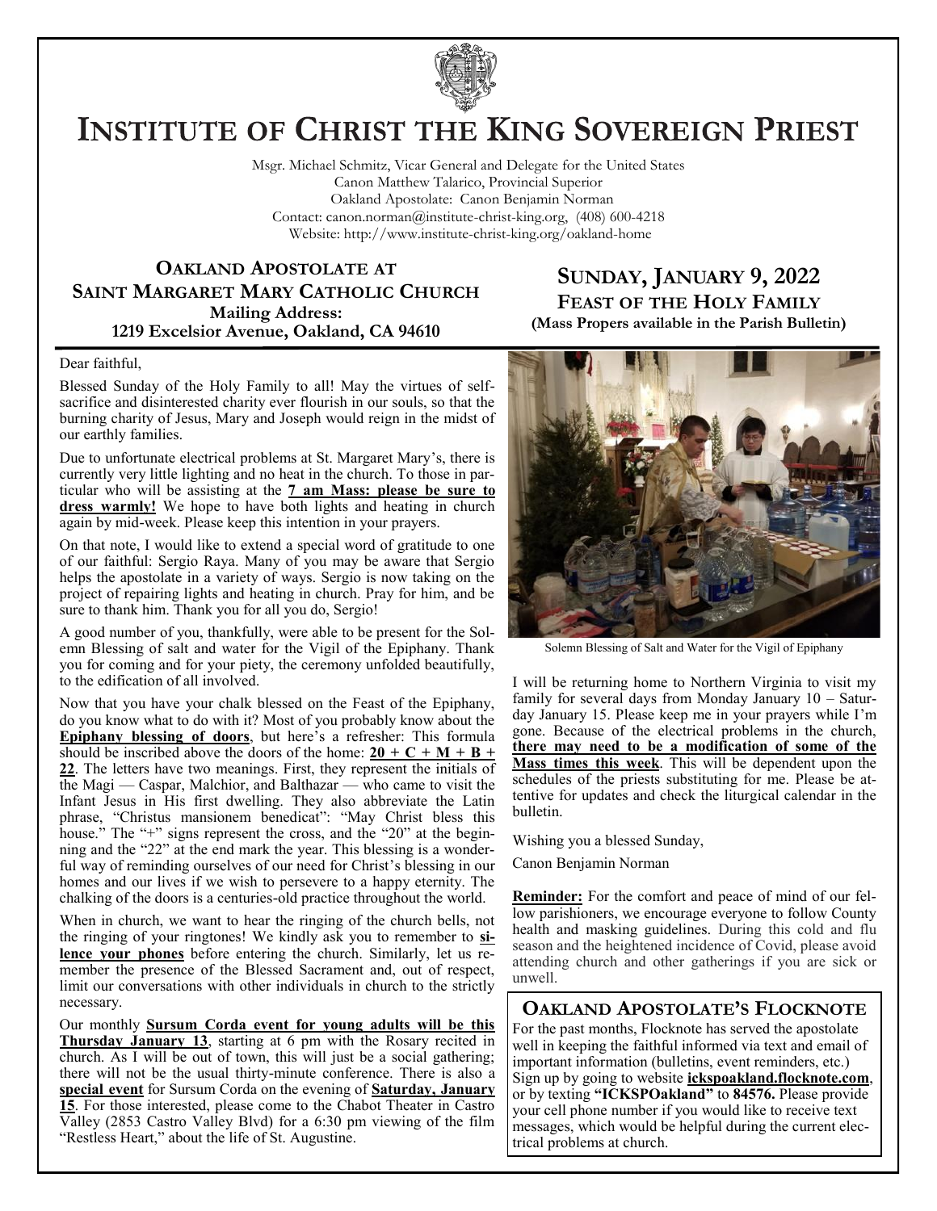# Institute of Christ the King Sovereign Priest

Msgr. Michael Schmitz, Vicar General and Delegate for the United States
Canon Matthew Talarico, Provincial Superior
Oakland Apostolate: Canon Benjamin Norman
Contact: canon.norman@institute-christ-king.org, (408) 600-4218
Website: http://www.institute-christ-king.org/oakland-home

## Oakland Apostolate at Saint Margaret Mary Catholic Church

**Mailing Address:**
**1219 Excelsior Avenue, Oakland, CA 94610**

## Sunday, January 9, 2022

**Feast of the Holy Family**
**(Mass Propers available in the Parish Bulletin)**

Dear faithful,

Blessed Sunday of the Holy Family to all! May the virtues of self-sacrifice and disinterested charity ever flourish in our souls, so that the burning charity of Jesus, Mary and Joseph would reign in the midst of our earthly families.

Due to unfortunate electrical problems at St. Margaret Mary's, there is currently very little lighting and no heat in the church. To those in particular who will be assisting at the **7 am Mass: please be sure to dress warmly!** We hope to have both lights and heating in church again by mid-week. Please keep this intention in your prayers.

On that note, I would like to extend a special word of gratitude to one of our faithful: Sergio Raya. Many of you may be aware that Sergio helps the apostolate in a variety of ways. Sergio is now taking on the project of repairing lights and heating in church. Pray for him, and be sure to thank him. Thank you for all you do, Sergio!

A good number of you, thankfully, were able to be present for the Solemn Blessing of salt and water for the Vigil of the Epiphany. Thank you for coming and for your piety, the ceremony unfolded beautifully, to the edification of all involved.

Now that you have your chalk blessed on the Feast of the Epiphany, do you know what to do with it? Most of you probably know about the **Epiphany blessing of doors**, but here's a refresher: This formula should be inscribed above the doors of the home: **20 + C + M + B + 22**. The letters have two meanings. First, they represent the initials of the Magi — Caspar, Malchior, and Balthazar — who came to visit the Infant Jesus in His first dwelling. They also abbreviate the Latin phrase, "Christus mansionem benedicat": "May Christ bless this house." The "+" signs represent the cross, and the "20" at the beginning and the "22" at the end mark the year. This blessing is a wonderful way of reminding ourselves of our need for Christ's blessing in our homes and our lives if we wish to persevere to a happy eternity. The chalking of the doors is a centuries-old practice throughout the world.

When in church, we want to hear the ringing of the church bells, not the ringing of your ringtones! We kindly ask you to remember to **silence your phones** before entering the church. Similarly, let us remember the presence of the Blessed Sacrament and, out of respect, limit our conversations with other individuals in church to the strictly necessary.

Our monthly **Sursum Corda event for young adults will be this Thursday January 13**, starting at 6 pm with the Rosary recited in church. As I will be out of town, this will just be a social gathering; there will not be the usual thirty-minute conference. There is also a **special event** for Sursum Corda on the evening of **Saturday, January 15**. For those interested, please come to the Chabot Theater in Castro Valley (2853 Castro Valley Blvd) for a 6:30 pm viewing of the film "Restless Heart," about the life of St. Augustine.

Solemn Blessing of Salt and Water for the Vigil of Epiphany

I will be returning home to Northern Virginia to visit my family for several days from Monday January 10 – Saturday January 15. Please keep me in your prayers while I'm gone. Because of the electrical problems in the church, **there may need to be a modification of some of the Mass times this week**. This will be dependent upon the schedules of the priests substituting for me. Please be attentive for updates and check the liturgical calendar in the bulletin.

Wishing you a blessed Sunday,

Canon Benjamin Norman

**Reminder:** For the comfort and peace of mind of our fellow parishioners, we encourage everyone to follow County health and masking guidelines. During this cold and flu season and the heightened incidence of Covid, please avoid attending church and other gatherings if you are sick or unwell.

## Oakland Apostolate's Flocknote

For the past months, Flocknote has served the apostolate well in keeping the faithful informed via text and email of important information (bulletins, event reminders, etc.) Sign up by going to website **ickspoakland.flocknote.com**, or by texting **"ICKSPOakland"** to **84576.** Please provide your cell phone number if you would like to receive text messages, which would be helpful during the current electrical problems at church.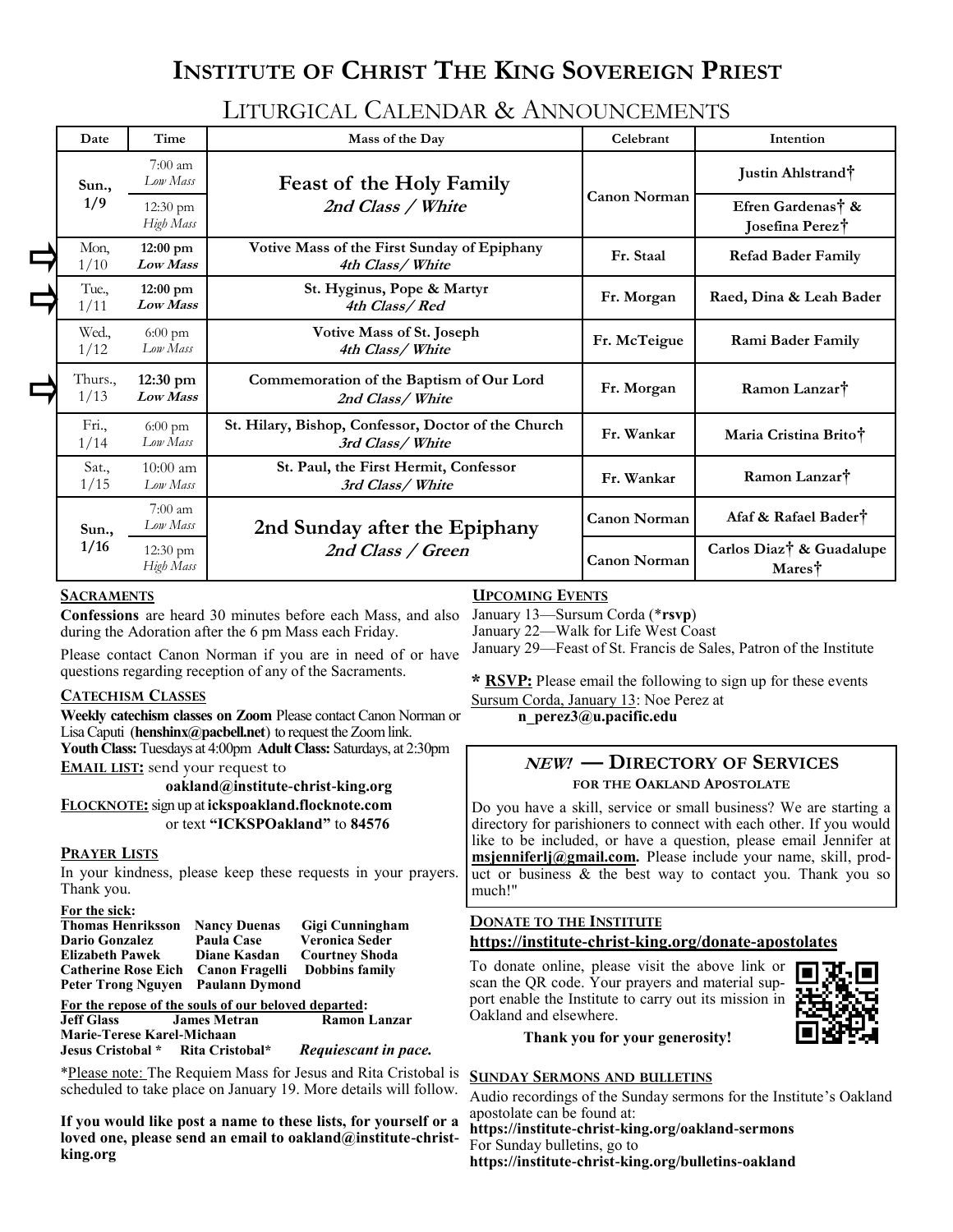# Institute of Christ The King Sovereign Priest

## Liturgical Calendar & Announcements

| Date | Time | Mass of the Day | Celebrant | Intention |
|---|---|---|---|---|
| Sun., 1/9 | 7:00 am *Low Mass* | **Feast of the Holy Family** *2nd Class / White* | Canon Norman | Justin Ahlstrand† |
| | 12:30 pm *High Mass* | | | Efren Gardenas† & Josefina Perez† |
| Mon, 1/10 | **12:00 pm** ***Low Mass*** | **Votive Mass of the First Sunday of Epiphany** *4th Class/ White* | Fr. Staal | Refad Bader Family |
| Tue., 1/11 | **12:00 pm** ***Low Mass*** | **St. Hyginus, Pope & Martyr** *4th Class/ Red* | Fr. Morgan | Raed, Dina & Leah Bader |
| Wed., 1/12 | 6:00 pm *Low Mass* | **Votive Mass of St. Joseph** *4th Class/ White* | Fr. McTeigue | Rami Bader Family |
| Thurs., 1/13 | **12:30 pm** ***Low Mass*** | **Commemoration of the Baptism of Our Lord** *2nd Class/ White* | Fr. Morgan | Ramon Lanzar† |
| Fri., 1/14 | 6:00 pm *Low Mass* | **St. Hilary, Bishop, Confessor, Doctor of the Church** *3rd Class/ White* | Fr. Wankar | Maria Cristina Brito† |
| Sat., 1/15 | 10:00 am *Low Mass* | **St. Paul, the First Hermit, Confessor** *3rd Class/ White* | Fr. Wankar | Ramon Lanzar† |
| Sun., 1/16 | 7:00 am *Low Mass* | **2nd Sunday after the Epiphany** *2nd Class / Green* | Canon Norman | Afaf & Rafael Bader† |
| | 12:30 pm *High Mass* | | Canon Norman | Carlos Diaz† & Guadalupe Mares† |

### Sacraments

**Confessions** are heard 30 minutes before each Mass, and also during the Adoration after the 6 pm Mass each Friday.

Please contact Canon Norman if you are in need of or have questions regarding reception of any of the Sacraments.

### Catechism Classes

**Weekly catechism classes on Zoom** Please contact Canon Norman or Lisa Caputi (**henshinx@pacbell.net**) to request the Zoom link.

**Youth Class:** Tuesdays at 4:00pm **Adult Class:** Saturdays, at 2:30pm

**Email list:** send your request to **oakland@institute-christ-king.org**

**Flocknote:** sign up at **ickspoakland.flocknote.com** or text **"ICKSPOakland"** to **84576**

### Prayer Lists

In your kindness, please keep these requests in your prayers. Thank you.

**For the sick:**
**Thomas Henriksson, Nancy Duenas, Gigi Cunningham, Dario Gonzalez, Paula Case, Veronica Seder, Elizabeth Pawek, Diane Kasdan, Courtney Shoda, Catherine Rose Eich, Canon Fragelli, Dobbins family, Peter Trong Nguyen, Paulann Dymond**

**For the repose of the souls of our beloved departed:**
**Jeff Glass, James Metran, Ramon Lanzar, Marie-Terese Karel-Michaan, Jesus Cristobal *, Rita Cristobal*** *Requiescant in pace.*

*Please note: The Requiem Mass for Jesus and Rita Cristobal is scheduled to take place on January 19. More details will follow.

**If you would like post a name to these lists, for yourself or a loved one, please send an email to oakland@institute-christ-king.org**

### Upcoming Events

January 13—Sursum Corda (***rsvp**)
January 22—Walk for Life West Coast
January 29—Feast of St. Francis de Sales, Patron of the Institute

**\* RSVP:** Please email the following to sign up for these events
Sursum Corda, January 13: Noe Perez at **n_perez3@u.pacific.edu**

### *NEW!* — Directory of Services
**for the Oakland Apostolate**

Do you have a skill, service or small business? We are starting a directory for parishioners to connect with each other. If you would like to be included, or have a question, please email Jennifer at **msjenniferlj@gmail.com.** Please include your name, skill, product or business & the best way to contact you. Thank you so much!"

### Donate to the Institute

**https://institute-christ-king.org/donate-apostolates**

To donate online, please visit the above link or scan the QR code. Your prayers and material support enable the Institute to carry out its mission in Oakland and elsewhere.

**Thank you for your generosity!**

### Sunday Sermons and Bulletins

Audio recordings of the Sunday sermons for the Institute's Oakland apostolate can be found at:
**https://institute-christ-king.org/oakland-sermons**
For Sunday bulletins, go to
**https://institute-christ-king.org/bulletins-oakland**